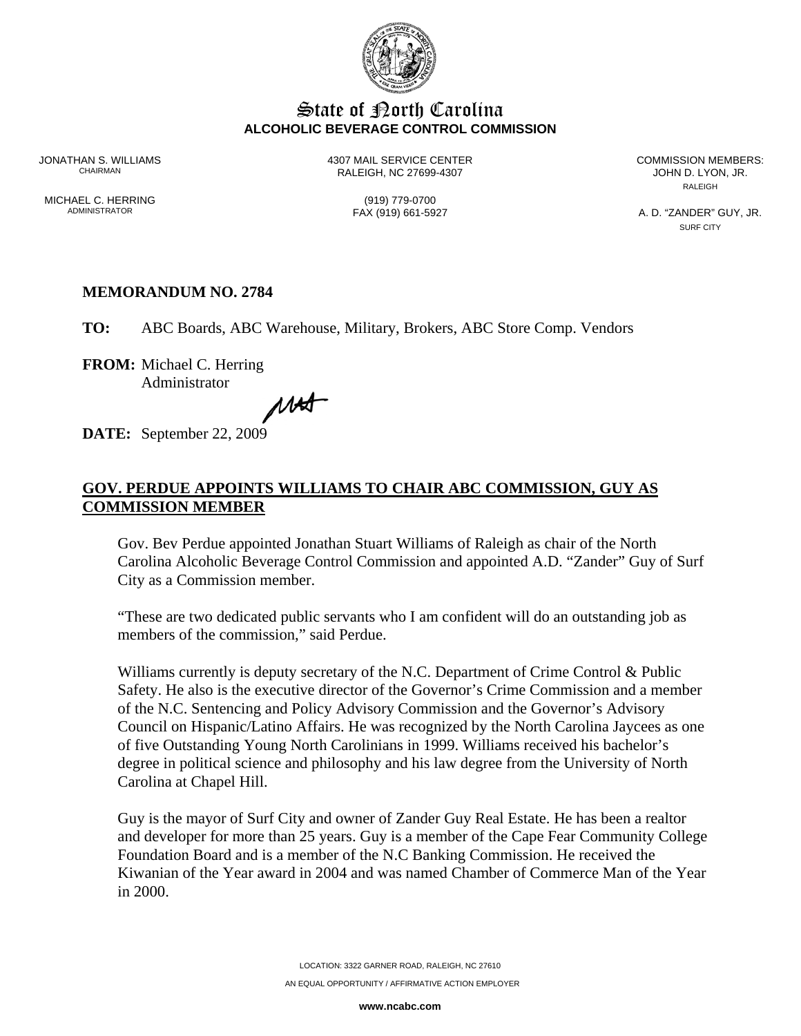# State of North Carolina
**ALCOHOLIC BEVERAGE CONTROL COMMISSION**

JONATHAN S. WILLIAMS
CHAIRMAN

MICHAEL C. HERRING
ADMINISTRATOR

4307 MAIL SERVICE CENTER
RALEIGH, NC 27699-4307

(919) 779-0700
FAX (919) 661-5927

COMMISSION MEMBERS:
JOHN D. LYON, JR.
RALEIGH

A. D. "ZANDER" GUY, JR.
SURF CITY

**MEMORANDUM NO. 2784**

**TO:** ABC Boards, ABC Warehouse, Military, Brokers, ABC Store Comp. Vendors

**FROM:** Michael C. Herring
Administrator

**DATE:** September 22, 2009

## GOV. PERDUE APPOINTS WILLIAMS TO CHAIR ABC COMMISSION, GUY AS COMMISSION MEMBER

Gov. Bev Perdue appointed Jonathan Stuart Williams of Raleigh as chair of the North Carolina Alcoholic Beverage Control Commission and appointed A.D. "Zander" Guy of Surf City as a Commission member.

"These are two dedicated public servants who I am confident will do an outstanding job as members of the commission," said Perdue.

Williams currently is deputy secretary of the N.C. Department of Crime Control & Public Safety. He also is the executive director of the Governor's Crime Commission and a member of the N.C. Sentencing and Policy Advisory Commission and the Governor's Advisory Council on Hispanic/Latino Affairs. He was recognized by the North Carolina Jaycees as one of five Outstanding Young North Carolinians in 1999. Williams received his bachelor's degree in political science and philosophy and his law degree from the University of North Carolina at Chapel Hill.

Guy is the mayor of Surf City and owner of Zander Guy Real Estate. He has been a realtor and developer for more than 25 years. Guy is a member of the Cape Fear Community College Foundation Board and is a member of the N.C Banking Commission. He received the Kiwanian of the Year award in 2004 and was named Chamber of Commerce Man of the Year in 2000.

LOCATION: 3322 GARNER ROAD, RALEIGH, NC 27610

AN EQUAL OPPORTUNITY / AFFIRMATIVE ACTION EMPLOYER

**www.ncabc.com**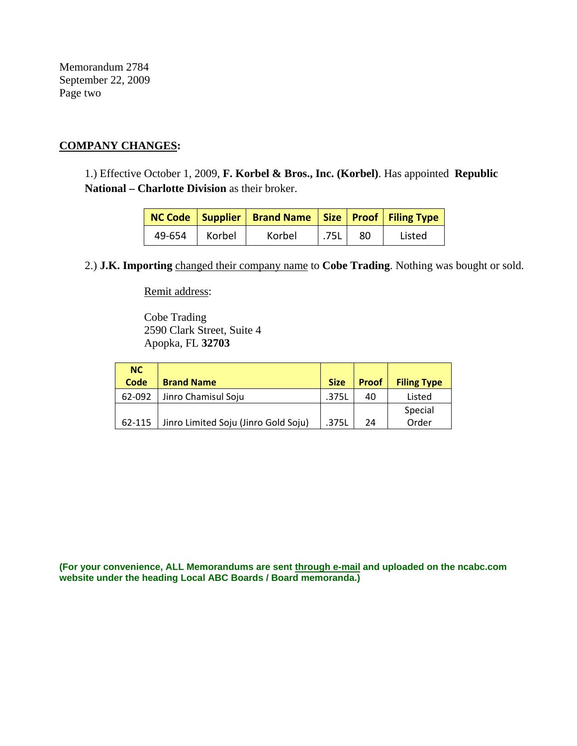Memorandum 2784
September 22, 2009
Page two

## COMPANY CHANGES:

1.) Effective October 1, 2009, **F. Korbel & Bros., Inc. (Korbel)**. Has appointed **Republic National – Charlotte Division** as their broker.

| NC Code | Supplier | Brand Name | Size | Proof | Filing Type |
|---|---|---|---|---|---|
| 49-654 | Korbel | Korbel | .75L | 80 | Listed |

2.) **J.K. Importing** changed their company name to **Cobe Trading**. Nothing was bought or sold.

Remit address:

Cobe Trading
2590 Clark Street, Suite 4
Apopka, FL **32703**

| NC Code | Brand Name | Size | Proof | Filing Type |
|---|---|---|---|---|
| 62-092 | Jinro Chamisul Soju | .375L | 40 | Listed |
| 62-115 | Jinro Limited Soju (Jinro Gold Soju) | .375L | 24 | Special Order |

**(For your convenience, ALL Memorandums are sent through e-mail and uploaded on the ncabc.com website under the heading Local ABC Boards / Board memoranda.)**